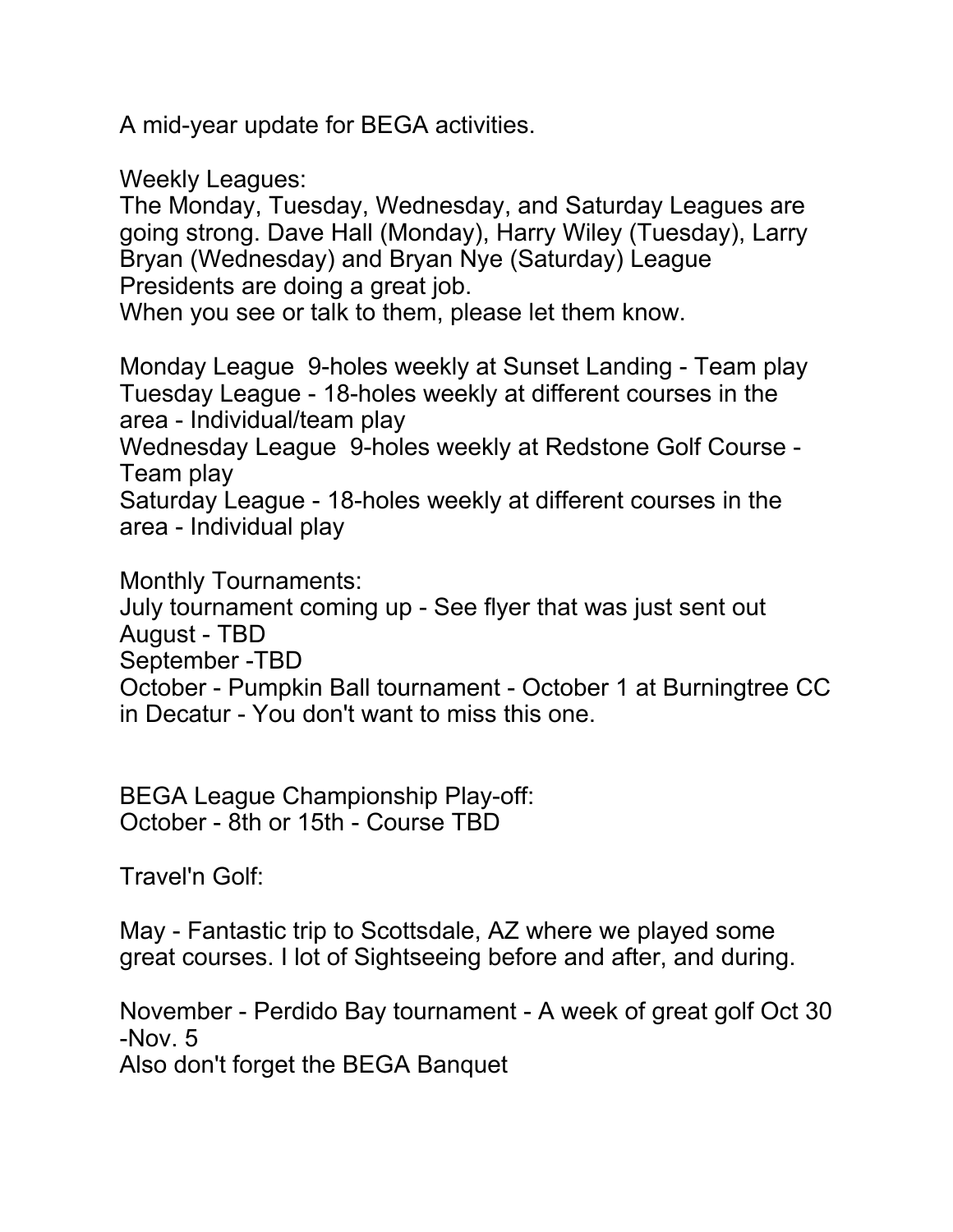A mid-year update for BEGA activities.

Weekly Leagues:
The Monday, Tuesday, Wednesday, and Saturday Leagues are going strong. Dave Hall (Monday), Harry Wiley (Tuesday), Larry Bryan (Wednesday) and Bryan Nye (Saturday) League Presidents are doing a great job.
When you see or talk to them, please let them know.

Monday League  9-holes weekly at Sunset Landing - Team play
Tuesday League - 18-holes weekly at different courses in the area - Individual/team play
Wednesday League  9-holes weekly at Redstone Golf Course - Team play
Saturday League - 18-holes weekly at different courses in the area - Individual play

Monthly Tournaments:
July tournament coming up - See flyer that was just sent out
August - TBD
September -TBD
October - Pumpkin Ball tournament - October 1 at Burningtree CC in Decatur - You don't want to miss this one.

BEGA League Championship Play-off:
October - 8th or 15th - Course TBD

Travel'n Golf:

May - Fantastic trip to Scottsdale, AZ where we played some great courses. I lot of Sightseeing before and after, and during.

November - Perdido Bay tournament - A week of great golf Oct 30 -Nov. 5
Also don't forget the BEGA Banquet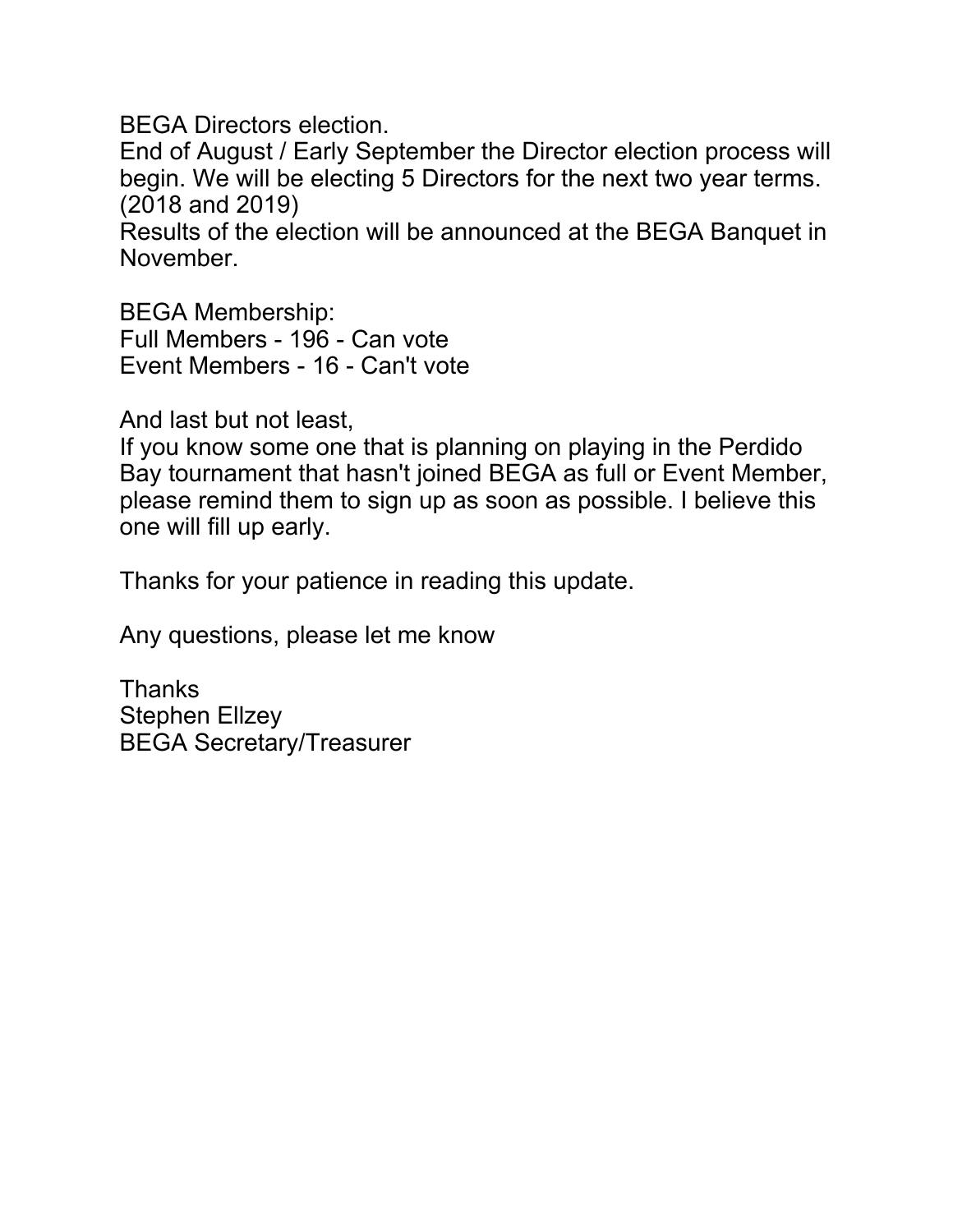BEGA Directors election.
End of August / Early September the Director election process will begin. We will be electing 5 Directors for the next two year terms. (2018 and 2019)
Results of the election will be announced at the BEGA Banquet in November.

BEGA Membership:
Full Members - 196 - Can vote
Event Members - 16 - Can't vote

And last but not least,
If you know some one that is planning on playing in the Perdido Bay tournament that hasn't joined BEGA as full or Event Member, please remind them to sign up as soon as possible. I believe this one will fill up early.

Thanks for your patience in reading this update.

Any questions, please let me know

Thanks
Stephen Ellzey
BEGA Secretary/Treasurer